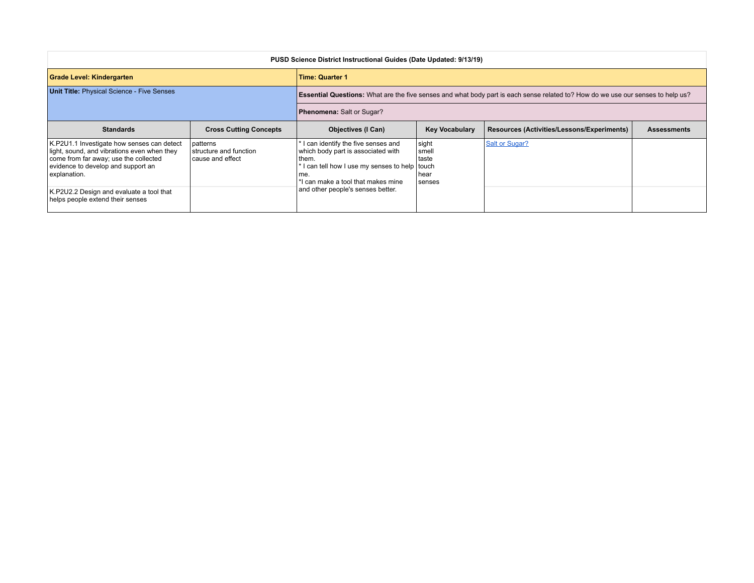**PUSD Science District Instructional Guides (Date Updated: 9/13/19)**

| **Grade Level: Kindergarten** | | **Time: Quarter 1** | | | |
|---|---|---|---|---|---|
| **Unit Title:** Physical Science - Five Senses | | **Essential Questions:** What are the five senses and what body part is each sense related to? How do we use our senses to help us? | | | |
| | | **Phenomena:** Salt or Sugar? | | | |
| **Standards** | **Cross Cutting Concepts** | **Objectives (I Can)** | **Key Vocabulary** | **Resources (Activities/Lessons/Experiments)** | **Assessments** |
| K.P2U1.1 Investigate how senses can detect light, sound, and vibrations even when they come from far away; use the collected evidence to develop and support an explanation. | patterns<br>structure and function<br>cause and effect | * I can identify the five senses and which body part is associated with them.<br>* I can tell how I use my senses to help me.<br>*I can make a tool that makes mine and other people's senses better. | sight<br>smell<br>taste<br>touch<br>hear<br>senses | Salt or Sugar? | |
| K.P2U2.2 Design and evaluate a tool that helps people extend their senses | | | | | |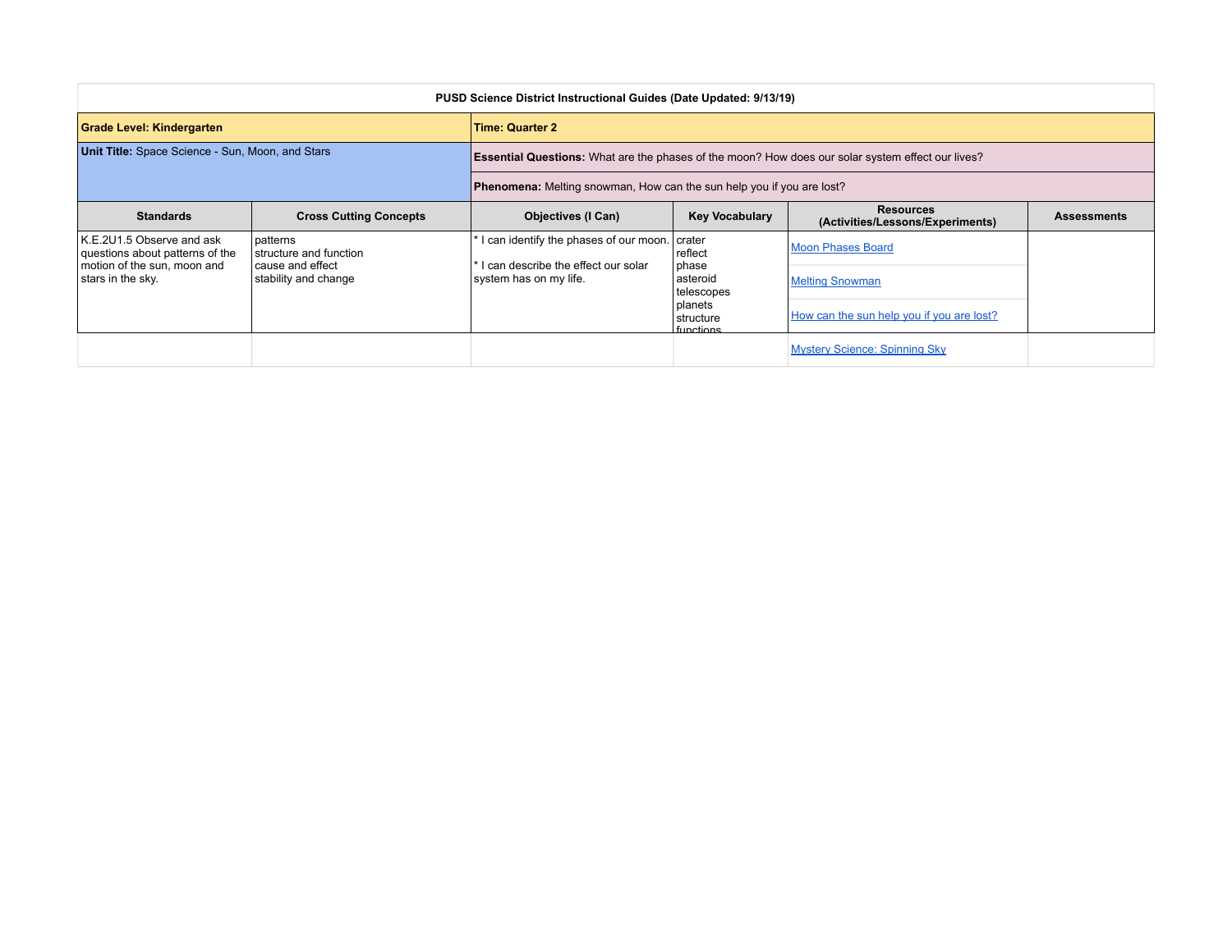**PUSD Science District Instructional Guides (Date Updated: 9/13/19)**

| **Grade Level: Kindergarten** | | **Time: Quarter 2** | | | |
|---|---|---|---|---|---|
| **Unit Title:** Space Science - Sun, Moon, and Stars | | **Essential Questions:** What are the phases of the moon? How does our solar system effect our lives? | | | |
| | | **Phenomena:** Melting snowman, How can the sun help you if you are lost? | | | |
| **Standards** | **Cross Cutting Concepts** | **Objectives (I Can)** | **Key Vocabulary** | **Resources (Activities/Lessons/Experiments)** | **Assessments** |
| K.E.2U1.5 Observe and ask questions about patterns of the motion of the sun, moon and stars in the sky. | patterns<br>structure and function<br>cause and effect<br>stability and change | * I can identify the phases of our moon.<br><br>* I can describe the effect our solar system has on my life. | crater<br>reflect<br>phase<br>asteroid<br>telescopes<br>planets<br>structure<br>functions | Moon Phases Board<br><br>Melting Snowman<br><br>How can the sun help you if you are lost? | |
| | | | | Mystery Science: Spinning Sky | |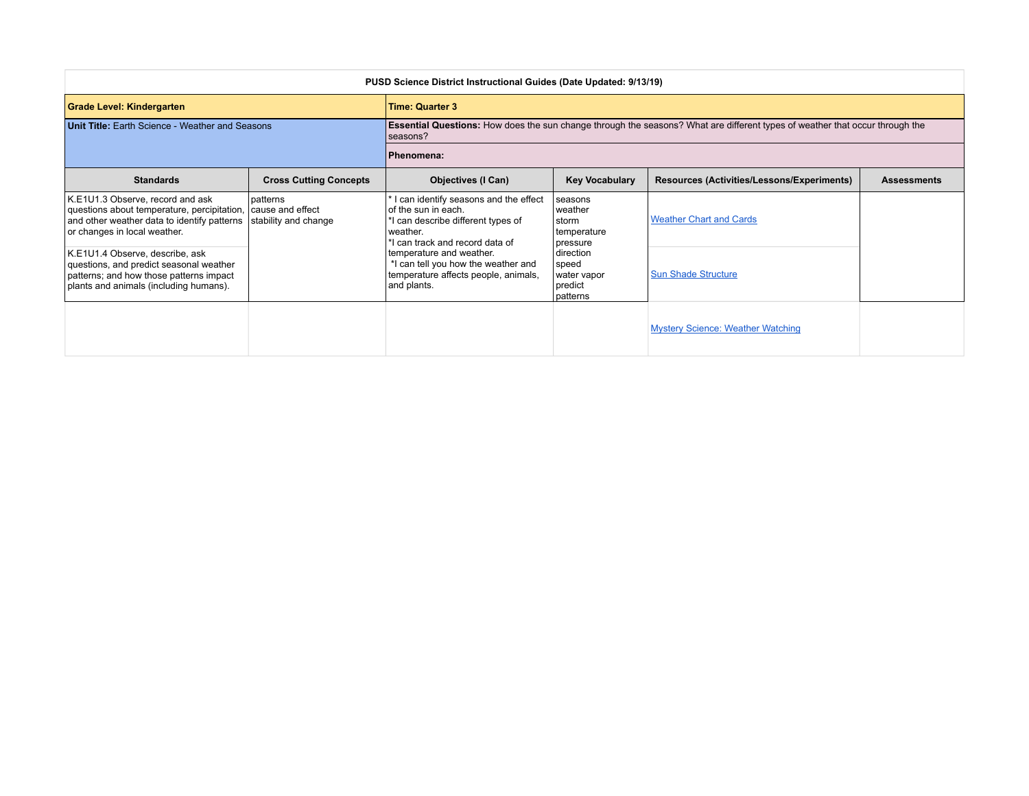**PUSD Science District Instructional Guides (Date Updated: 9/13/19)**

| **Grade Level: Kindergarten** | | **Time: Quarter 3** | | | |
|---|---|---|---|---|---|
| **Unit Title:** Earth Science - Weather and Seasons | | **Essential Questions:** How does the sun change through the seasons? What are different types of weather that occur through the seasons? | | | |
| | | **Phenomena:** | | | |
| **Standards** | **Cross Cutting Concepts** | **Objectives (I Can)** | **Key Vocabulary** | **Resources (Activities/Lessons/Experiments)** | **Assessments** |
| K.E1U1.3 Observe, record and ask questions about temperature, percipitation, and other weather data to identify patterns or changes in local weather. | patterns<br>cause and effect<br>stability and change | * I can identify seasons and the effect of the sun in each.<br>*I can describe different types of weather.<br>*I can track and record data of temperature and weather.<br>*I can tell you how the weather and temperature affects people, animals, and plants. | seasons<br>weather<br>storm<br>temperature<br>pressure<br>direction<br>speed<br>water vapor<br>predict<br>patterns | Weather Chart and Cards | |
| K.E1U1.4 Observe, describe, ask questions, and predict seasonal weather patterns; and how those patterns impact plants and animals (including humans). | | | | Sun Shade Structure | |
| | | | | Mystery Science: Weather Watching | |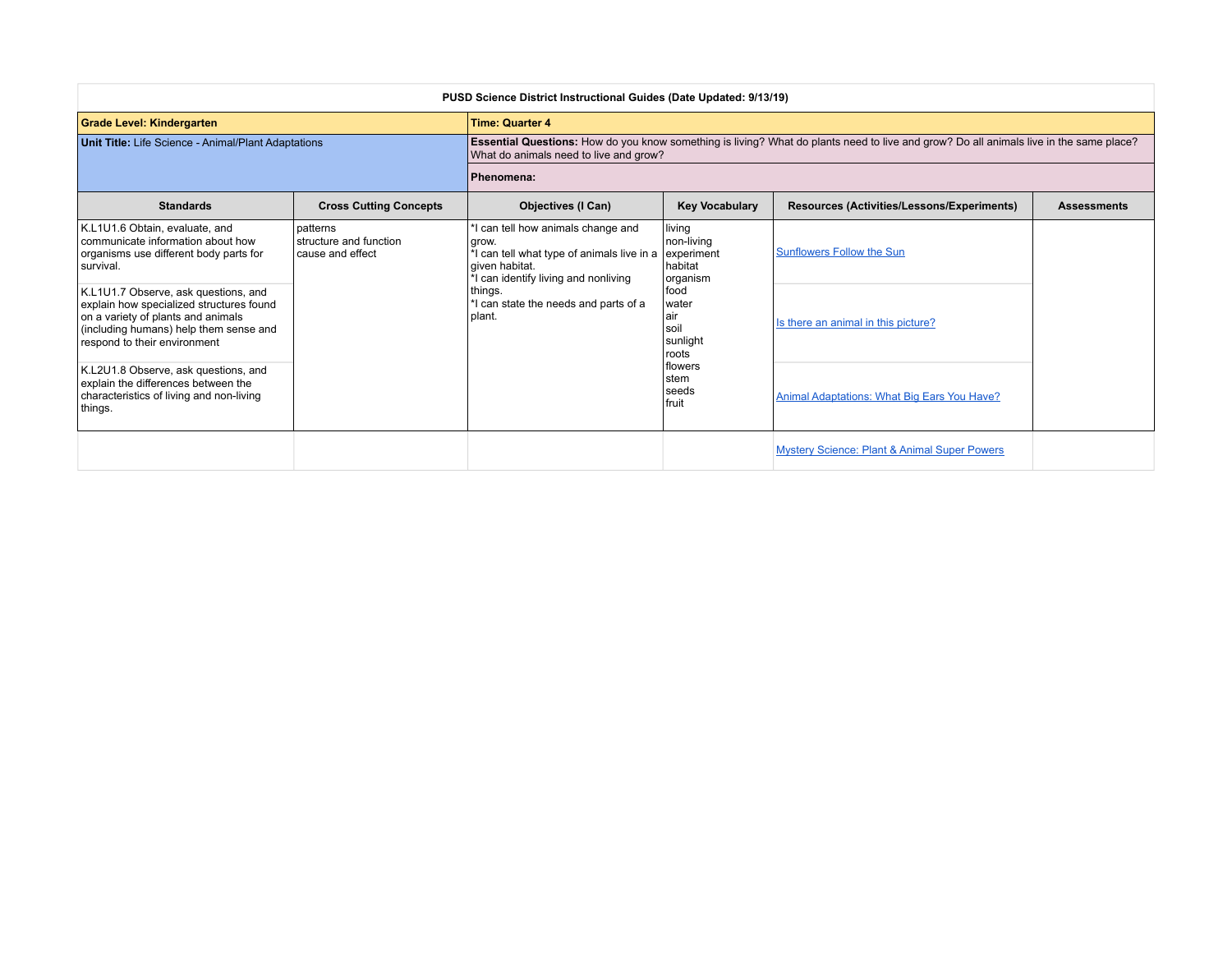**PUSD Science District Instructional Guides (Date Updated: 9/13/19)**

| | | | | | |
|---|---|---|---|---|---|
| **Grade Level: Kindergarten** | | | **Time: Quarter 4** | | |
| **Unit Title:** Life Science - Animal/Plant Adaptations | | | **Essential Questions:** How do you know something is living? What do plants need to live and grow? Do all animals live in the same place? What do animals need to live and grow? | | |
| | | | **Phenomena:** | | |
| **Standards** | **Cross Cutting Concepts** | **Objectives (I Can)** | **Key Vocabulary** | **Resources (Activities/Lessons/Experiments)** | **Assessments** |
| K.L1U1.6 Obtain, evaluate, and communicate information about how organisms use different body parts for survival. | patterns<br>structure and function<br>cause and effect | *I can tell how animals change and grow.<br>*I can tell what type of animals live in a given habitat.<br>*I can identify living and nonliving things.<br>*I can state the needs and parts of a plant. | living<br>non-living<br>experiment<br>habitat<br>organism<br>food<br>water<br>air<br>soil<br>sunlight<br>roots<br>flowers<br>stem<br>seeds<br>fruit | Sunflowers Follow the Sun | |
| K.L1U1.7 Observe, ask questions, and explain how specialized structures found on a variety of plants and animals (including humans) help them sense and respond to their environment | | | | Is there an animal in this picture? | |
| K.L2U1.8 Observe, ask questions, and explain the differences between the characteristics of living and non-living things. | | | | Animal Adaptations: What Big Ears You Have? | |
| | | | | Mystery Science: Plant & Animal Super Powers | |